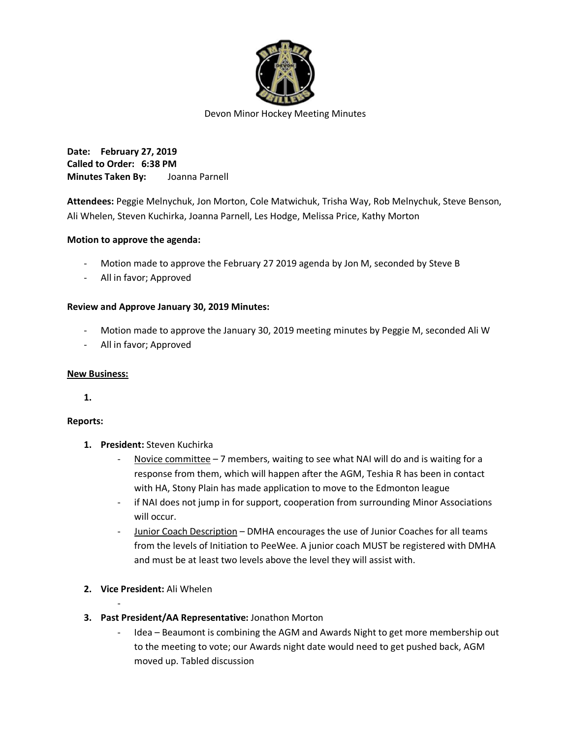Devon Minor Hockey Meeting Minutes

**Date: February 27, 2019**
**Called to Order: 6:38 PM**
**Minutes Taken By:** Joanna Parnell

**Attendees:** Peggie Melnychuk, Jon Morton, Cole Matwichuk, Trisha Way, Rob Melnychuk, Steve Benson, Ali Whelen, Steven Kuchirka, Joanna Parnell, Les Hodge, Melissa Price, Kathy Morton

**Motion to approve the agenda:**

- Motion made to approve the February 27 2019 agenda by Jon M, seconded by Steve B
- All in favor; Approved

**Review and Approve January 30, 2019 Minutes:**

- Motion made to approve the January 30, 2019 meeting minutes by Peggie M, seconded Ali W
- All in favor; Approved

**New Business:**

1.

**Reports:**

1. **President:** Steven Kuchirka
   - Novice committee – 7 members, waiting to see what NAI will do and is waiting for a response from them, which will happen after the AGM, Teshia R has been in contact with HA, Stony Plain has made application to move to the Edmonton league
   - if NAI does not jump in for support, cooperation from surrounding Minor Associations will occur.
   - Junior Coach Description – DMHA encourages the use of Junior Coaches for all teams from the levels of Initiation to PeeWee. A junior coach MUST be registered with DMHA and must be at least two levels above the level they will assist with.

2. **Vice President:** Ali Whelen
   -

3. **Past President/AA Representative:** Jonathon Morton
   - Idea – Beaumont is combining the AGM and Awards Night to get more membership out to the meeting to vote; our Awards night date would need to get pushed back, AGM moved up. Tabled discussion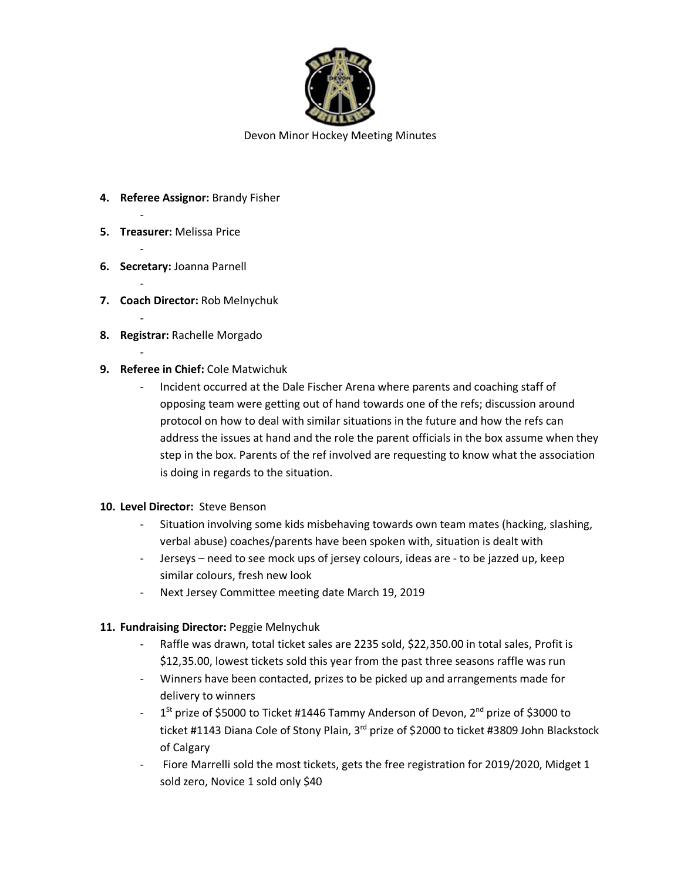Devon Minor Hockey Meeting Minutes

4. **Referee Assignor:** Brandy Fisher
   -
5. **Treasurer:** Melissa Price
   -
6. **Secretary:** Joanna Parnell
   -
7. **Coach Director:** Rob Melnychuk
   -
8. **Registrar:** Rachelle Morgado
   -
9. **Referee in Chief:** Cole Matwichuk
   - Incident occurred at the Dale Fischer Arena where parents and coaching staff of opposing team were getting out of hand towards one of the refs; discussion around protocol on how to deal with similar situations in the future and how the refs can address the issues at hand and the role the parent officials in the box assume when they step in the box. Parents of the ref involved are requesting to know what the association is doing in regards to the situation.

10. **Level Director:** Steve Benson
    - Situation involving some kids misbehaving towards own team mates (hacking, slashing, verbal abuse) coaches/parents have been spoken with, situation is dealt with
    - Jerseys – need to see mock ups of jersey colours, ideas are - to be jazzed up, keep similar colours, fresh new look
    - Next Jersey Committee meeting date March 19, 2019

11. **Fundraising Director:** Peggie Melnychuk
    - Raffle was drawn, total ticket sales are 2235 sold, $22,350.00 in total sales, Profit is $12,35.00, lowest tickets sold this year from the past three seasons raffle was run
    - Winners have been contacted, prizes to be picked up and arrangements made for delivery to winners
    - 1st prize of $5000 to Ticket #1446 Tammy Anderson of Devon, 2nd prize of $3000 to ticket #1143 Diana Cole of Stony Plain, 3rd prize of $2000 to ticket #3809 John Blackstock of Calgary
    - Fiore Marrelli sold the most tickets, gets the free registration for 2019/2020, Midget 1 sold zero, Novice 1 sold only $40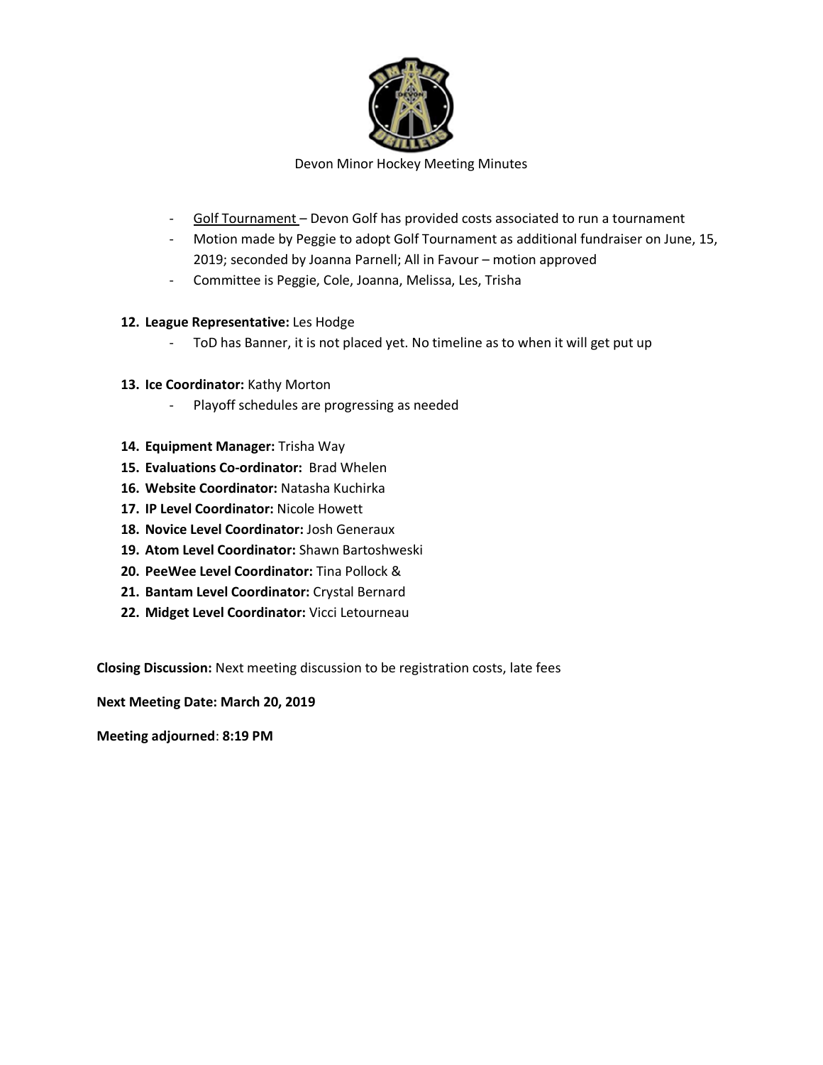Devon Minor Hockey Meeting Minutes

- Golf Tournament – Devon Golf has provided costs associated to run a tournament
- Motion made by Peggie to adopt Golf Tournament as additional fundraiser on June, 15, 2019; seconded by Joanna Parnell; All in Favour – motion approved
- Committee is Peggie, Cole, Joanna, Melissa, Les, Trisha

12. **League Representative:** Les Hodge
    - ToD has Banner, it is not placed yet. No timeline as to when it will get put up
13. **Ice Coordinator:** Kathy Morton
    - Playoff schedules are progressing as needed
14. **Equipment Manager:** Trisha Way
15. **Evaluations Co-ordinator:** Brad Whelen
16. **Website Coordinator:** Natasha Kuchirka
17. **IP Level Coordinator:** Nicole Howett
18. **Novice Level Coordinator:** Josh Generaux
19. **Atom Level Coordinator:** Shawn Bartoshweski
20. **PeeWee Level Coordinator:** Tina Pollock &
21. **Bantam Level Coordinator:** Crystal Bernard
22. **Midget Level Coordinator:** Vicci Letourneau

**Closing Discussion:** Next meeting discussion to be registration costs, late fees

**Next Meeting Date: March 20, 2019**

**Meeting adjourned**: **8:19 PM**